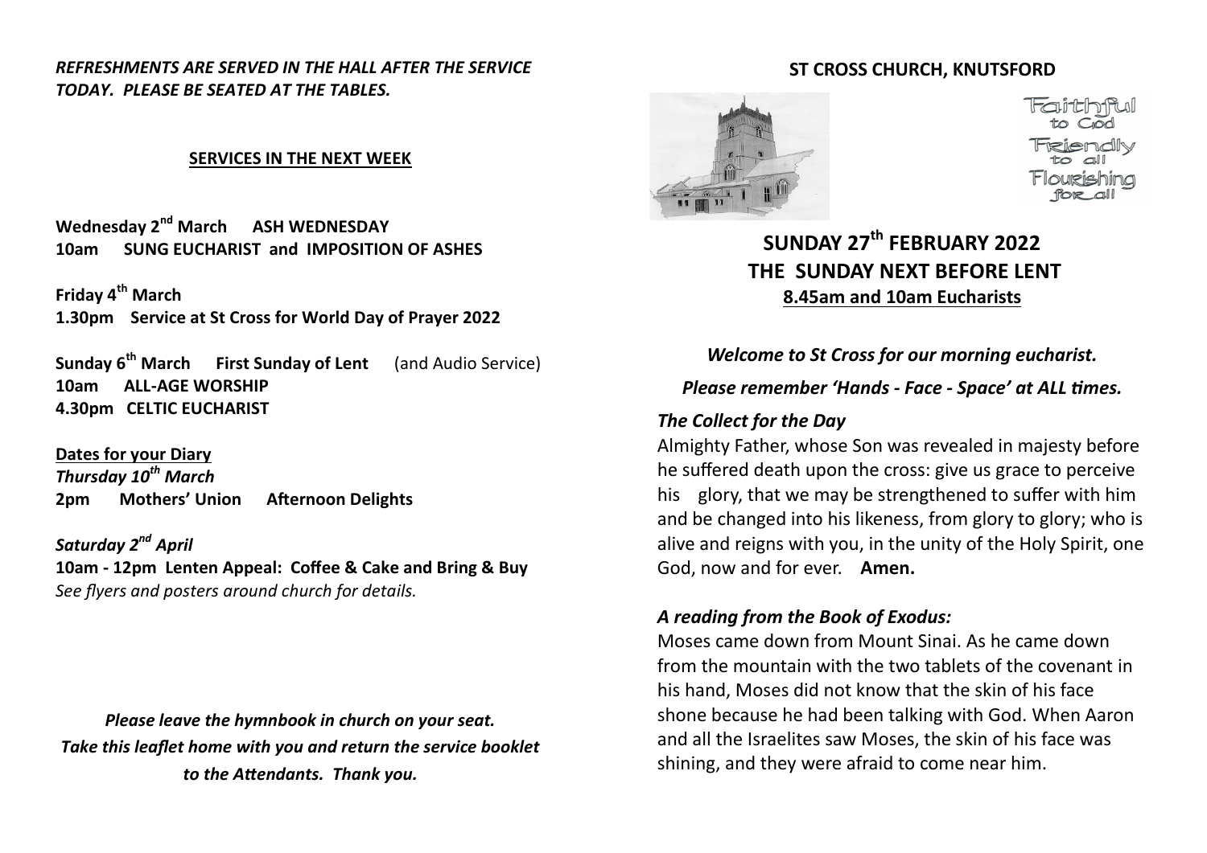*REFRESHMENTS ARE SERVED IN THE HALL AFTER THE SERVICE TODAY. PLEASE BE SEATED AT THE TABLES.*

**SERVICES IN THE NEXT WEEK**

**Wednesday 2nd March ASH WEDNESDAY**
**10am SUNG EUCHARIST and IMPOSITION OF ASHES**

**Friday 4th March**
**1.30pm Service at St Cross for World Day of Prayer 2022**

**Sunday 6th March First Sunday of Lent** (and Audio Service)
**10am ALL-AGE WORSHIP**
**4.30pm CELTIC EUCHARIST**

**Dates for your Diary**
***Thursday 10th March***
**2pm Mothers' Union Afternoon Delights**

***Saturday 2nd April***
**10am - 12pm Lenten Appeal: Coffee & Cake and Bring & Buy**
*See flyers and posters around church for details.*

***Please leave the hymnbook in church on your seat. Take this leaflet home with you and return the service booklet to the Attendants. Thank you.***

**ST CROSS CHURCH, KNUTSFORD**

Faithful to God
Friendly to all
Flourishing for all

# SUNDAY 27th FEBRUARY 2022
## THE SUNDAY NEXT BEFORE LENT
**8.45am and 10am Eucharists**

***Welcome to St Cross for our morning eucharist.***

***Please remember 'Hands - Face - Space' at ALL times.***

### *The Collect for the Day*

Almighty Father, whose Son was revealed in majesty before he suffered death upon the cross: give us grace to perceive his glory, that we may be strengthened to suffer with him and be changed into his likeness, from glory to glory; who is alive and reigns with you, in the unity of the Holy Spirit, one God, now and for ever. **Amen.**

### *A reading from the Book of Exodus:*

Moses came down from Mount Sinai. As he came down from the mountain with the two tablets of the covenant in his hand, Moses did not know that the skin of his face shone because he had been talking with God. When Aaron and all the Israelites saw Moses, the skin of his face was shining, and they were afraid to come near him.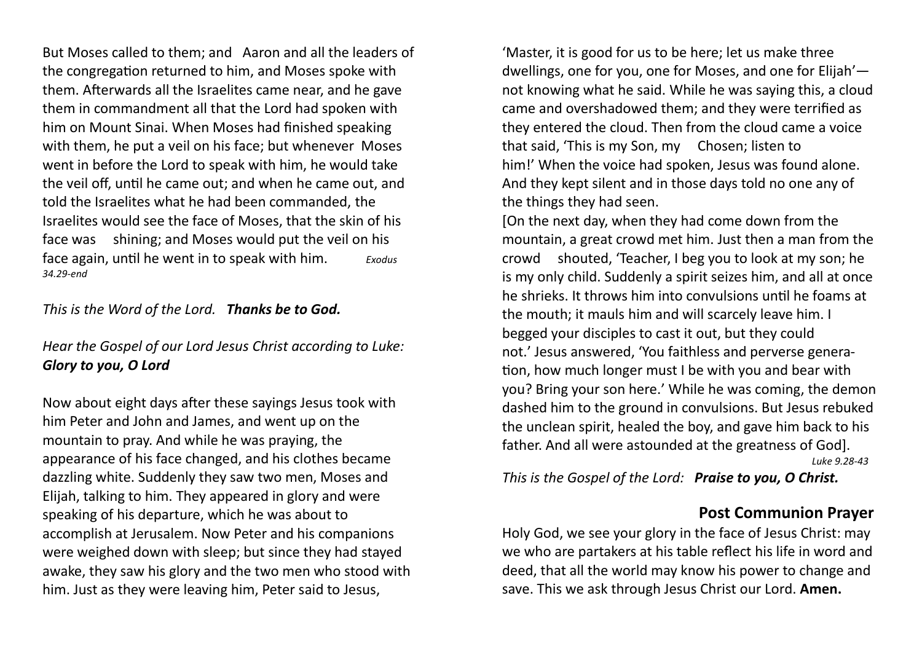But Moses called to them; and Aaron and all the leaders of the congregation returned to him, and Moses spoke with them. Afterwards all the Israelites came near, and he gave them in commandment all that the Lord had spoken with him on Mount Sinai. When Moses had finished speaking with them, he put a veil on his face; but whenever Moses went in before the Lord to speak with him, he would take the veil off, until he came out; and when he came out, and told the Israelites what he had been commanded, the Israelites would see the face of Moses, that the skin of his face was shining; and Moses would put the veil on his face again, until he went in to speak with him. *Exodus 34.29-end*

*This is the Word of the Lord.* ***Thanks be to God.***

*Hear the Gospel of our Lord Jesus Christ according to Luke:*
***Glory to you, O Lord***

Now about eight days after these sayings Jesus took with him Peter and John and James, and went up on the mountain to pray. And while he was praying, the appearance of his face changed, and his clothes became dazzling white. Suddenly they saw two men, Moses and Elijah, talking to him. They appeared in glory and were speaking of his departure, which he was about to accomplish at Jerusalem. Now Peter and his companions were weighed down with sleep; but since they had stayed awake, they saw his glory and the two men who stood with him. Just as they were leaving him, Peter said to Jesus, 'Master, it is good for us to be here; let us make three dwellings, one for you, one for Moses, and one for Elijah'—not knowing what he said. While he was saying this, a cloud came and overshadowed them; and they were terrified as they entered the cloud. Then from the cloud came a voice that said, 'This is my Son, my Chosen; listen to him!' When the voice had spoken, Jesus was found alone. And they kept silent and in those days told no one any of the things they had seen.

[On the next day, when they had come down from the mountain, a great crowd met him. Just then a man from the crowd shouted, 'Teacher, I beg you to look at my son; he is my only child. Suddenly a spirit seizes him, and all at once he shrieks. It throws him into convulsions until he foams at the mouth; it mauls him and will scarcely leave him. I begged your disciples to cast it out, but they could not.' Jesus answered, 'You faithless and perverse generation, how much longer must I be with you and bear with you? Bring your son here.' While he was coming, the demon dashed him to the ground in convulsions. But Jesus rebuked the unclean spirit, healed the boy, and gave him back to his father. And all were astounded at the greatness of God]. *Luke 9.28-43*

*This is the Gospel of the Lord:* ***Praise to you, O Christ.***

## Post Communion Prayer

Holy God, we see your glory in the face of Jesus Christ: may we who are partakers at his table reflect his life in word and deed, that all the world may know his power to change and save. This we ask through Jesus Christ our Lord. **Amen.**